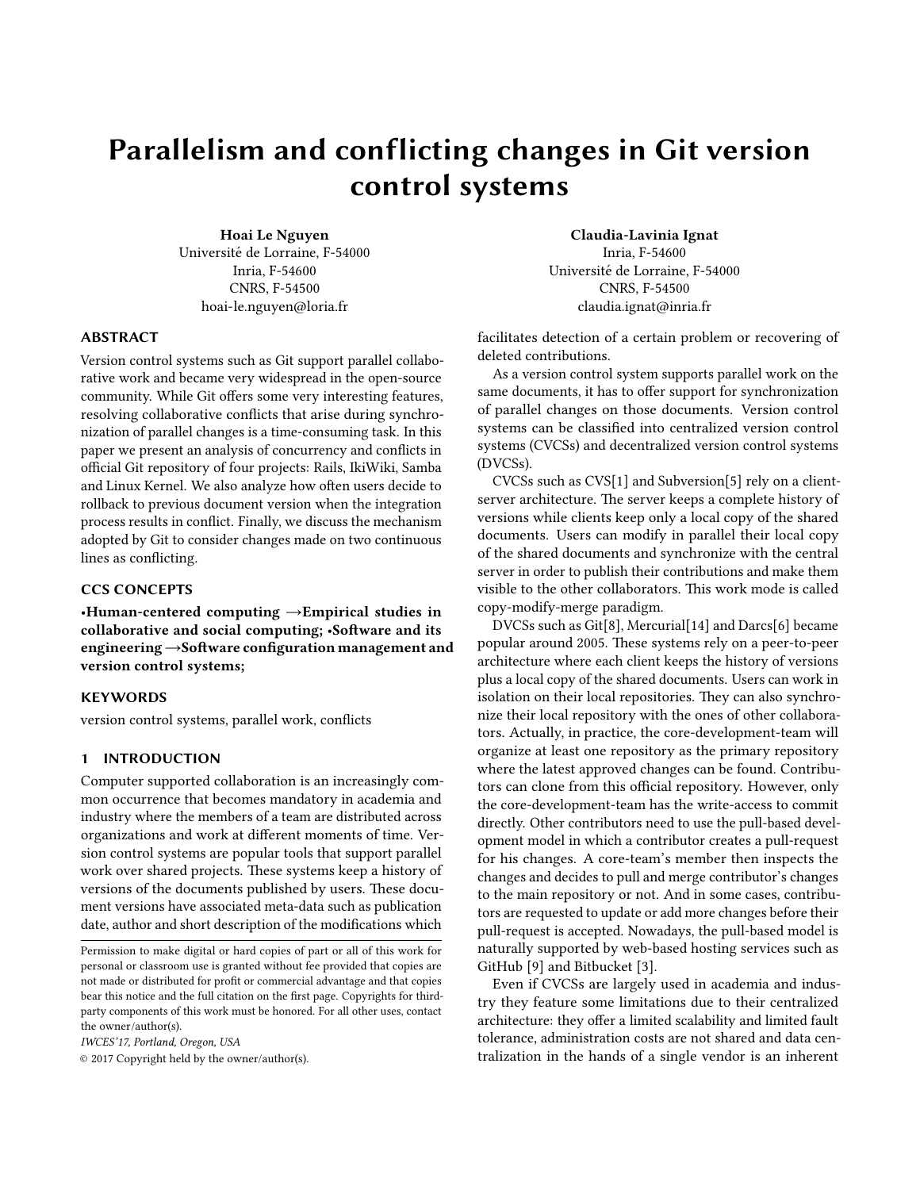# Parallelism and conflicting changes in Git version control systems

**Hoai Le Nguyen**
Université de Lorraine, F-54000
Inria, F-54600
CNRS, F-54500
hoai-le.nguyen@loria.fr

**Claudia-Lavinia Ignat**
Inria, F-54600
Université de Lorraine, F-54000
CNRS, F-54500
claudia.ignat@inria.fr

## ABSTRACT

Version control systems such as Git support parallel collaborative work and became very widespread in the open-source community. While Git offers some very interesting features, resolving collaborative conflicts that arise during synchronization of parallel changes is a time-consuming task. In this paper we present an analysis of concurrency and conflicts in official Git repository of four projects: Rails, IkiWiki, Samba and Linux Kernel. We also analyze how often users decide to rollback to previous document version when the integration process results in conflict. Finally, we discuss the mechanism adopted by Git to consider changes made on two continuous lines as conflicting.

## CCS CONCEPTS

**•Human-centered computing →Empirical studies in collaborative and social computing; •Software and its engineering →Software configuration management and version control systems;**

## KEYWORDS

version control systems, parallel work, conflicts

## 1 INTRODUCTION

Computer supported collaboration is an increasingly common occurrence that becomes mandatory in academia and industry where the members of a team are distributed across organizations and work at different moments of time. Version control systems are popular tools that support parallel work over shared projects. These systems keep a history of versions of the documents published by users. These document versions have associated meta-data such as publication date, author and short description of the modifications which facilitates detection of a certain problem or recovering of deleted contributions.

As a version control system supports parallel work on the same documents, it has to offer support for synchronization of parallel changes on those documents. Version control systems can be classified into centralized version control systems (CVCSs) and decentralized version control systems (DVCSs).

CVCSs such as CVS[1] and Subversion[5] rely on a client-server architecture. The server keeps a complete history of versions while clients keep only a local copy of the shared documents. Users can modify in parallel their local copy of the shared documents and synchronize with the central server in order to publish their contributions and make them visible to the other collaborators. This work mode is called copy-modify-merge paradigm.

DVCSs such as Git[8], Mercurial[14] and Darcs[6] became popular around 2005. These systems rely on a peer-to-peer architecture where each client keeps the history of versions plus a local copy of the shared documents. Users can work in isolation on their local repositories. They can also synchronize their local repository with the ones of other collaborators. Actually, in practice, the core-development-team will organize at least one repository as the primary repository where the latest approved changes can be found. Contributors can clone from this official repository. However, only the core-development-team has the write-access to commit directly. Other contributors need to use the pull-based development model in which a contributor creates a pull-request for his changes. A core-team's member then inspects the changes and decides to pull and merge contributor's changes to the main repository or not. And in some cases, contributors are requested to update or add more changes before their pull-request is accepted. Nowadays, the pull-based model is naturally supported by web-based hosting services such as GitHub [9] and Bitbucket [3].

Even if CVCSs are largely used in academia and industry they feature some limitations due to their centralized architecture: they offer a limited scalability and limited fault tolerance, administration costs are not shared and data centralization in the hands of a single vendor is an inherent

Permission to make digital or hard copies of part or all of this work for personal or classroom use is granted without fee provided that copies are not made or distributed for profit or commercial advantage and that copies bear this notice and the full citation on the first page. Copyrights for third-party components of this work must be honored. For all other uses, contact the owner/author(s).

*IWCES'17, Portland, Oregon, USA*

© 2017 Copyright held by the owner/author(s).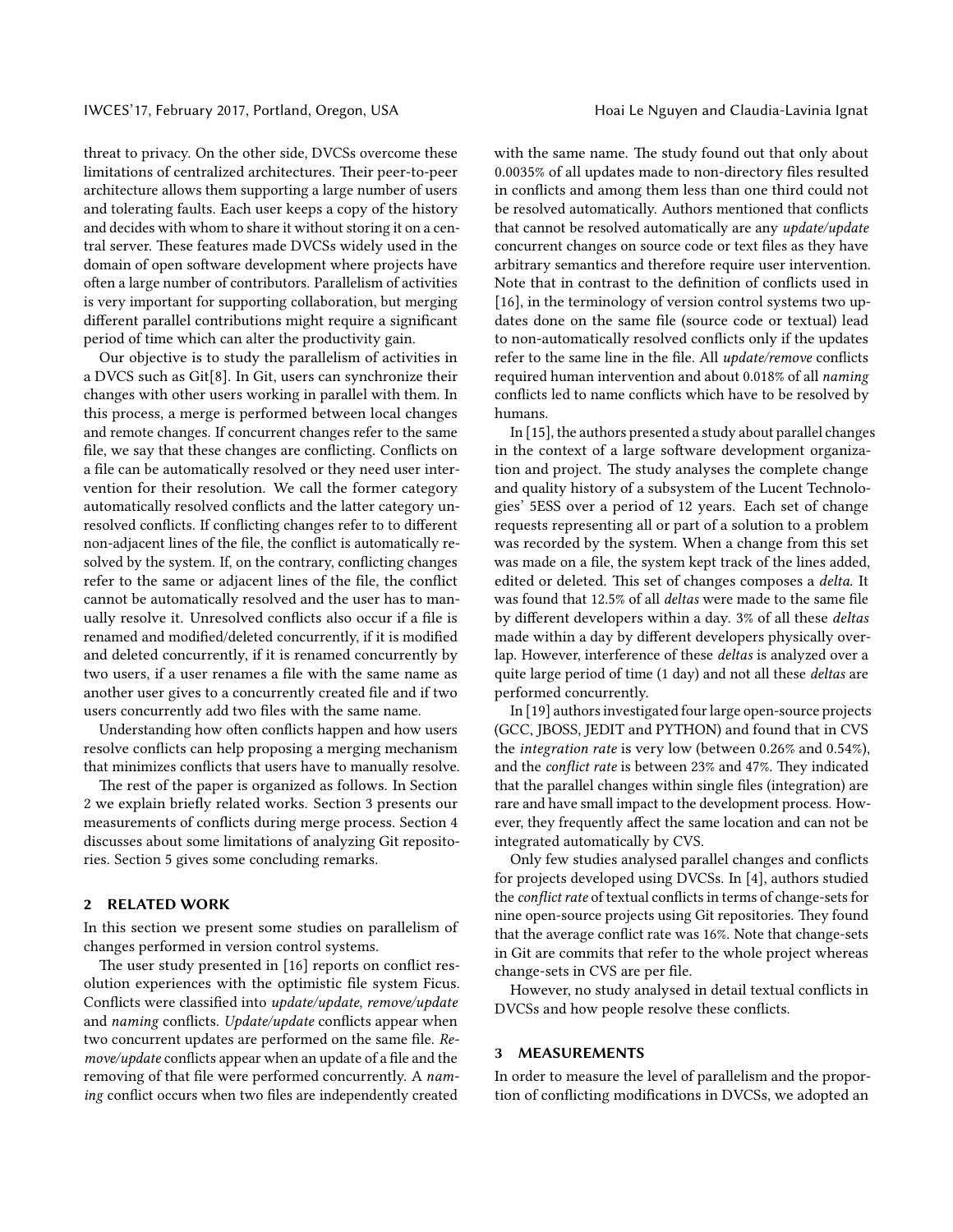threat to privacy. On the other side, DVCSs overcome these limitations of centralized architectures. Their peer-to-peer architecture allows them supporting a large number of users and tolerating faults. Each user keeps a copy of the history and decides with whom to share it without storing it on a central server. These features made DVCSs widely used in the domain of open software development where projects have often a large number of contributors. Parallelism of activities is very important for supporting collaboration, but merging different parallel contributions might require a significant period of time which can alter the productivity gain.

Our objective is to study the parallelism of activities in a DVCS such as Git[8]. In Git, users can synchronize their changes with other users working in parallel with them. In this process, a merge is performed between local changes and remote changes. If concurrent changes refer to the same file, we say that these changes are conflicting. Conflicts on a file can be automatically resolved or they need user intervention for their resolution. We call the former category automatically resolved conflicts and the latter category unresolved conflicts. If conflicting changes refer to to different non-adjacent lines of the file, the conflict is automatically resolved by the system. If, on the contrary, conflicting changes refer to the same or adjacent lines of the file, the conflict cannot be automatically resolved and the user has to manually resolve it. Unresolved conflicts also occur if a file is renamed and modified/deleted concurrently, if it is modified and deleted concurrently, if it is renamed concurrently by two users, if a user renames a file with the same name as another user gives to a concurrently created file and if two users concurrently add two files with the same name.

Understanding how often conflicts happen and how users resolve conflicts can help proposing a merging mechanism that minimizes conflicts that users have to manually resolve.

The rest of the paper is organized as follows. In Section 2 we explain briefly related works. Section 3 presents our measurements of conflicts during merge process. Section 4 discusses about some limitations of analyzing Git repositories. Section 5 gives some concluding remarks.

## 2 RELATED WORK

In this section we present some studies on parallelism of changes performed in version control systems.

The user study presented in [16] reports on conflict resolution experiences with the optimistic file system Ficus. Conflicts were classified into *update/update*, *remove/update* and *naming* conflicts. *Update/update* conflicts appear when two concurrent updates are performed on the same file. *Remove/update* conflicts appear when an update of a file and the removing of that file were performed concurrently. A *naming* conflict occurs when two files are independently created with the same name. The study found out that only about 0.0035% of all updates made to non-directory files resulted in conflicts and among them less than one third could not be resolved automatically. Authors mentioned that conflicts that cannot be resolved automatically are any *update/update* concurrent changes on source code or text files as they have arbitrary semantics and therefore require user intervention. Note that in contrast to the definition of conflicts used in [16], in the terminology of version control systems two updates done on the same file (source code or textual) lead to non-automatically resolved conflicts only if the updates refer to the same line in the file. All *update/remove* conflicts required human intervention and about 0.018% of all *naming* conflicts led to name conflicts which have to be resolved by humans.

In [15], the authors presented a study about parallel changes in the context of a large software development organization and project. The study analyses the complete change and quality history of a subsystem of the Lucent Technologies' 5ESS over a period of 12 years. Each set of change requests representing all or part of a solution to a problem was recorded by the system. When a change from this set was made on a file, the system kept track of the lines added, edited or deleted. This set of changes composes a *delta*. It was found that 12.5% of all *deltas* were made to the same file by different developers within a day. 3% of all these *deltas* made within a day by different developers physically overlap. However, interference of these *deltas* is analyzed over a quite large period of time (1 day) and not all these *deltas* are performed concurrently.

In [19] authors investigated four large open-source projects (GCC, JBOSS, JEDIT and PYTHON) and found that in CVS the *integration rate* is very low (between 0.26% and 0.54%), and the *conflict rate* is between 23% and 47%. They indicated that the parallel changes within single files (integration) are rare and have small impact to the development process. However, they frequently affect the same location and can not be integrated automatically by CVS.

Only few studies analysed parallel changes and conflicts for projects developed using DVCSs. In [4], authors studied the *conflict rate* of textual conflicts in terms of change-sets for nine open-source projects using Git repositories. They found that the average conflict rate was 16%. Note that change-sets in Git are commits that refer to the whole project whereas change-sets in CVS are per file.

However, no study analysed in detail textual conflicts in DVCSs and how people resolve these conflicts.

## 3 MEASUREMENTS

In order to measure the level of parallelism and the proportion of conflicting modifications in DVCSs, we adopted an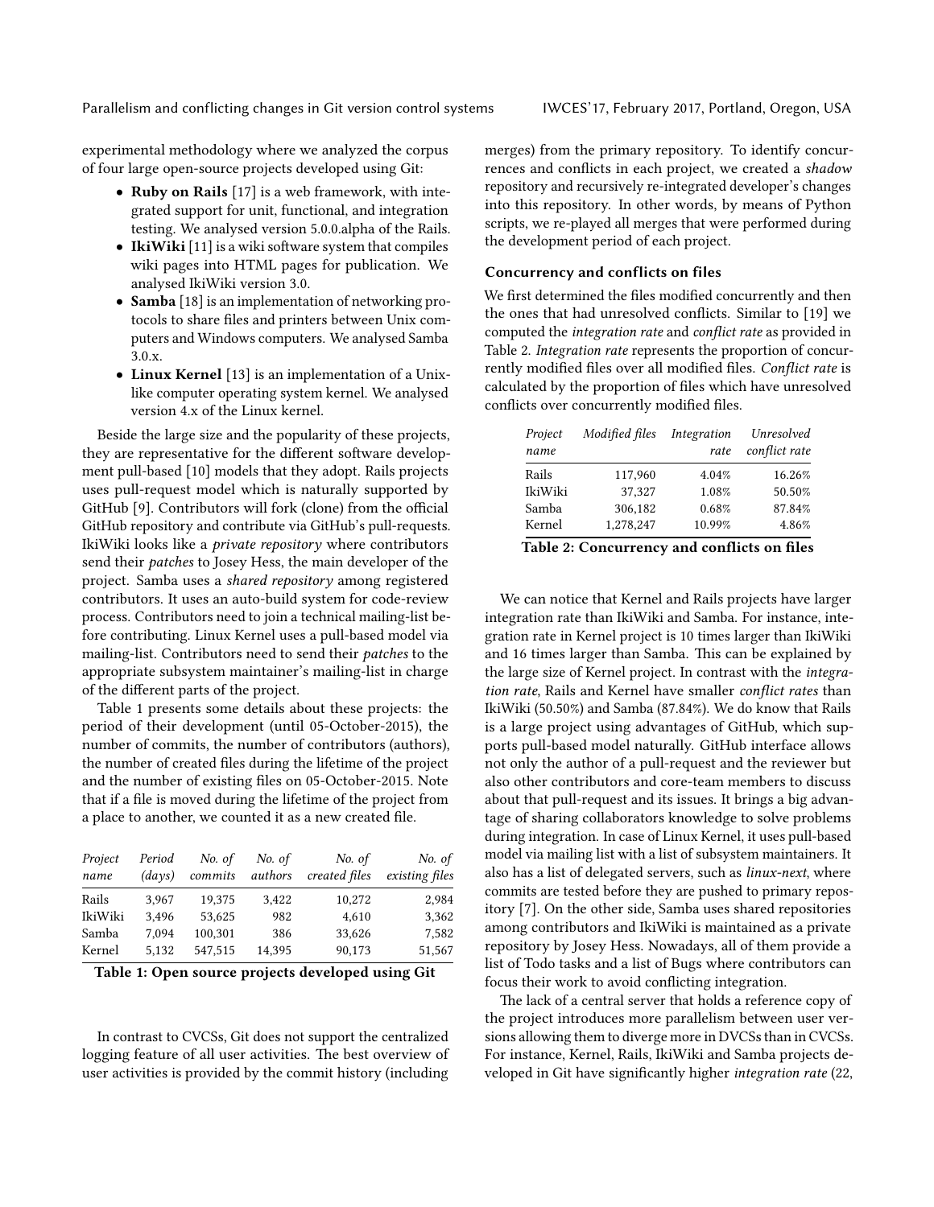experimental methodology where we analyzed the corpus of four large open-source projects developed using Git:

- **Ruby on Rails** [17] is a web framework, with integrated support for unit, functional, and integration testing. We analysed version 5.0.0.alpha of the Rails.
- **IkiWiki** [11] is a wiki software system that compiles wiki pages into HTML pages for publication. We analysed IkiWiki version 3.0.
- **Samba** [18] is an implementation of networking protocols to share files and printers between Unix computers and Windows computers. We analysed Samba 3.0.x.
- **Linux Kernel** [13] is an implementation of a Unix-like computer operating system kernel. We analysed version 4.x of the Linux kernel.

Beside the large size and the popularity of these projects, they are representative for the different software development pull-based [10] models that they adopt. Rails projects uses pull-request model which is naturally supported by GitHub [9]. Contributors will fork (clone) from the official GitHub repository and contribute via GitHub's pull-requests. IkiWiki looks like a *private repository* where contributors send their *patches* to Josey Hess, the main developer of the project. Samba uses a *shared repository* among registered contributors. It uses an auto-build system for code-review process. Contributors need to join a technical mailing-list before contributing. Linux Kernel uses a pull-based model via mailing-list. Contributors need to send their *patches* to the appropriate subsystem maintainer's mailing-list in charge of the different parts of the project.

Table 1 presents some details about these projects: the period of their development (until 05-October-2015), the number of commits, the number of contributors (authors), the number of created files during the lifetime of the project and the number of existing files on 05-October-2015. Note that if a file is moved during the lifetime of the project from a place to another, we counted it as a new created file.

| *Project name* | *Period (days)* | *No. of commits* | *No. of authors* | *No. of created files* | *No. of existing files* |
|---|---|---|---|---|---|
| Rails | 3,967 | 19,375 | 3,422 | 10,272 | 2,984 |
| IkiWiki | 3,496 | 53,625 | 982 | 4,610 | 3,362 |
| Samba | 7,094 | 100,301 | 386 | 33,626 | 7,582 |
| Kernel | 5,132 | 547,515 | 14,395 | 90,173 | 51,567 |

**Table 1: Open source projects developed using Git**

In contrast to CVCSs, Git does not support the centralized logging feature of all user activities. The best overview of user activities is provided by the commit history (including merges) from the primary repository. To identify concurrences and conflicts in each project, we created a *shadow* repository and recursively re-integrated developer's changes into this repository. In other words, by means of Python scripts, we re-played all merges that were performed during the development period of each project.

### Concurrency and conflicts on files

We first determined the files modified concurrently and then the ones that had unresolved conflicts. Similar to [19] we computed the *integration rate* and *conflict rate* as provided in Table 2. *Integration rate* represents the proportion of concurrently modified files over all modified files. *Conflict rate* is calculated by the proportion of files which have unresolved conflicts over concurrently modified files.

| *Project name* | *Modified files* | *Integration rate* | *Unresolved conflict rate* |
|---|---|---|---|
| Rails | 117,960 | 4.04% | 16.26% |
| IkiWiki | 37,327 | 1.08% | 50.50% |
| Samba | 306,182 | 0.68% | 87.84% |
| Kernel | 1,278,247 | 10.99% | 4.86% |

**Table 2: Concurrency and conflicts on files**

We can notice that Kernel and Rails projects have larger integration rate than IkiWiki and Samba. For instance, integration rate in Kernel project is 10 times larger than IkiWiki and 16 times larger than Samba. This can be explained by the large size of Kernel project. In contrast with the *integration rate*, Rails and Kernel have smaller *conflict rates* than IkiWiki (50.50%) and Samba (87.84%). We do know that Rails is a large project using advantages of GitHub, which supports pull-based model naturally. GitHub interface allows not only the author of a pull-request and the reviewer but also other contributors and core-team members to discuss about that pull-request and its issues. It brings a big advantage of sharing collaborators knowledge to solve problems during integration. In case of Linux Kernel, it uses pull-based model via mailing list with a list of subsystem maintainers. It also has a list of delegated servers, such as *linux-next*, where commits are tested before they are pushed to primary repository [7]. On the other side, Samba uses shared repositories among contributors and IkiWiki is maintained as a private repository by Josey Hess. Nowadays, all of them provide a list of Todo tasks and a list of Bugs where contributors can focus their work to avoid conflicting integration.

The lack of a central server that holds a reference copy of the project introduces more parallelism between user versions allowing them to diverge more in DVCSs than in CVCSs. For instance, Kernel, Rails, IkiWiki and Samba projects developed in Git have significantly higher *integration rate* (22,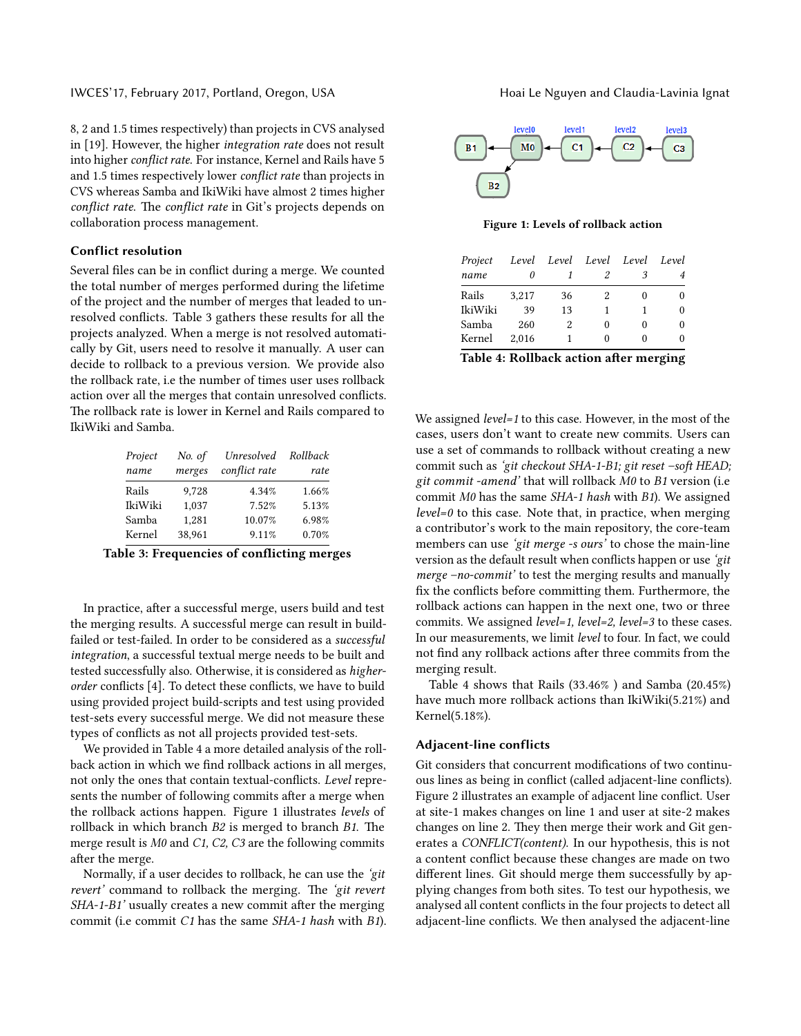8, 2 and 1.5 times respectively) than projects in CVS analysed in [19]. However, the higher *integration rate* does not result into higher *conflict rate*. For instance, Kernel and Rails have 5 and 1.5 times respectively lower *conflict rate* than projects in CVS whereas Samba and IkiWiki have almost 2 times higher *conflict rate*. The *conflict rate* in Git's projects depends on collaboration process management.

### Conflict resolution

Several files can be in conflict during a merge. We counted the total number of merges performed during the lifetime of the project and the number of merges that leaded to unresolved conflicts. Table 3 gathers these results for all the projects analyzed. When a merge is not resolved automatically by Git, users need to resolve it manually. A user can decide to rollback to a previous version. We provide also the rollback rate, i.e the number of times user uses rollback action over all the merges that contain unresolved conflicts. The rollback rate is lower in Kernel and Rails compared to IkiWiki and Samba.

| *Project name* | *No. of merges* | *Unresolved conflict rate* | *Rollback rate* |
|---|---|---|---|
| Rails | 9,728 | 4.34% | 1.66% |
| IkiWiki | 1,037 | 7.52% | 5.13% |
| Samba | 1,281 | 10.07% | 6.98% |
| Kernel | 38,961 | 9.11% | 0.70% |

**Table 3: Frequencies of conflicting merges**

In practice, after a successful merge, users build and test the merging results. A successful merge can result in build-failed or test-failed. In order to be considered as a *successful integration*, a successful textual merge needs to be built and tested successfully also. Otherwise, it is considered as *higher-order* conflicts [4]. To detect these conflicts, we have to build using provided project build-scripts and test using provided test-sets every successful merge. We did not measure these types of conflicts as not all projects provided test-sets.

We provided in Table 4 a more detailed analysis of the rollback action in which we find rollback actions in all merges, not only the ones that contain textual-conflicts. *Level* represents the number of following commits after a merge when the rollback actions happen. Figure 1 illustrates *levels* of rollback in which branch *B2* is merged to branch *B1*. The merge result is *M0* and *C1, C2, C3* are the following commits after the merge.

Normally, if a user decides to rollback, he can use the *'git revert'* command to rollback the merging. The *'git revert SHA-1-B1'* usually creates a new commit after the merging commit (i.e commit *C1* has the same *SHA-1 hash* with *B1*).

**Figure 1: Levels of rollback action**

| *Project name* | *Level 0* | *Level 1* | *Level 2* | *Level 3* | *Level 4* |
|---|---|---|---|---|---|
| Rails | 3,217 | 36 | 2 | 0 | 0 |
| IkiWiki | 39 | 13 | 1 | 1 | 0 |
| Samba | 260 | 2 | 0 | 0 | 0 |
| Kernel | 2,016 | 1 | 0 | 0 | 0 |

**Table 4: Rollback action after merging**

We assigned *level=1* to this case. However, in the most of the cases, users don't want to create new commits. Users can use a set of commands to rollback without creating a new commit such as *'git checkout SHA-1-B1; git reset –soft HEAD; git commit -amend'* that will rollback *M0* to *B1* version (i.e commit *M0* has the same *SHA-1 hash* with *B1*). We assigned *level=0* to this case. Note that, in practice, when merging a contributor's work to the main repository, the core-team members can use *'git merge -s ours'* to chose the main-line version as the default result when conflicts happen or use *'git merge –no-commit'* to test the merging results and manually fix the conflicts before committing them. Furthermore, the rollback actions can happen in the next one, two or three commits. We assigned *level=1, level=2, level=3* to these cases. In our measurements, we limit *level* to four. In fact, we could not find any rollback actions after three commits from the merging result.

Table 4 shows that Rails (33.46% ) and Samba (20.45%) have much more rollback actions than IkiWiki(5.21%) and Kernel(5.18%).

### Adjacent-line conflicts

Git considers that concurrent modifications of two continuous lines as being in conflict (called adjacent-line conflicts). Figure 2 illustrates an example of adjacent line conflict. User at site-1 makes changes on line 1 and user at site-2 makes changes on line 2. They then merge their work and Git generates a *CONFLICT(content)*. In our hypothesis, this is not a content conflict because these changes are made on two different lines. Git should merge them successfully by applying changes from both sites. To test our hypothesis, we analysed all content conflicts in the four projects to detect all adjacent-line conflicts. We then analysed the adjacent-line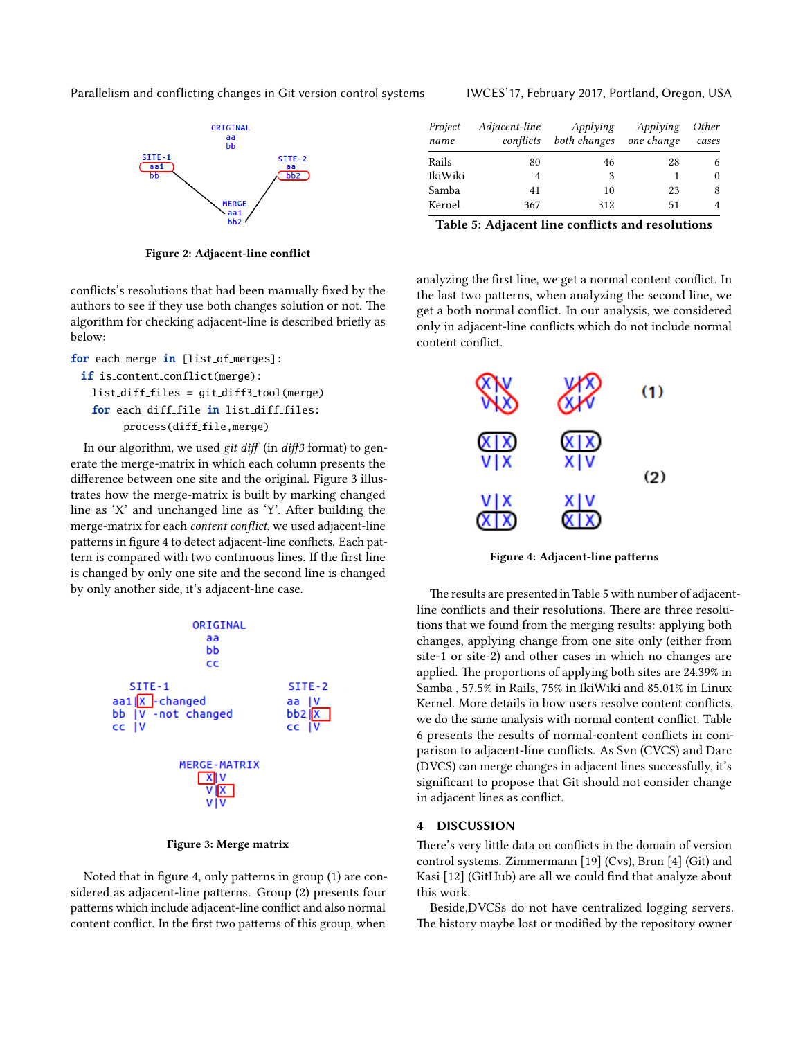Figure 2: Adjacent-line conflict

conflicts's resolutions that had been manually fixed by the authors to see if they use both changes solution or not. The algorithm for checking adjacent-line is described briefly as below:

```
for each merge in [list_of_merges]:
  if is_content_conflict(merge):
    list_diff_files = git_diff3_tool(merge)
    for each diff_file in list_diff_files:
        process(diff_file,merge)
```

In our algorithm, we used *git diff* (in *diff3* format) to generate the merge-matrix in which each column presents the difference between one site and the original. Figure 3 illustrates how the merge-matrix is built by marking changed line as 'X' and unchanged line as 'Y'. After building the merge-matrix for each *content conflict*, we used adjacent-line patterns in figure 4 to detect adjacent-line conflicts. Each pattern is compared with two continuous lines. If the first line is changed by only one site and the second line is changed by only another side, it's adjacent-line case.

Figure 3: Merge matrix

Noted that in figure 4, only patterns in group (1) are considered as adjacent-line patterns. Group (2) presents four patterns which include adjacent-line conflict and also normal content conflict. In the first two patterns of this group, when analyzing the first line, we get a normal content conflict. In the last two patterns, when analyzing the second line, we get a both normal conflict. In our analysis, we considered only in adjacent-line conflicts which do not include normal content conflict.

| *Project name* | *Adjacent-line conflicts* | *Applying both changes* | *Applying one change* | *Other cases* |
|---|---|---|---|---|
| Rails | 80 | 46 | 28 | 6 |
| IkiWiki | 4 | 3 | 1 | 0 |
| Samba | 41 | 10 | 23 | 8 |
| Kernel | 367 | 312 | 51 | 4 |

**Table 5: Adjacent line conflicts and resolutions**

Figure 4: Adjacent-line patterns

The results are presented in Table 5 with number of adjacent-line conflicts and their resolutions. There are three resolutions that we found from the merging results: applying both changes, applying change from one site only (either from site-1 or site-2) and other cases in which no changes are applied. The proportions of applying both sites are 24.39% in Samba , 57.5% in Rails, 75% in IkiWiki and 85.01% in Linux Kernel. More details in how users resolve content conflicts, we do the same analysis with normal content conflict. Table 6 presents the results of normal-content conflicts in comparison to adjacent-line conflicts. As Svn (CVCS) and Darc (DVCS) can merge changes in adjacent lines successfully, it's significant to propose that Git should not consider change in adjacent lines as conflict.

## 4 DISCUSSION

There's very little data on conflicts in the domain of version control systems. Zimmermann [19] (Cvs), Brun [4] (Git) and Kasi [12] (GitHub) are all we could find that analyze about this work.

Beside,DVCSs do not have centralized logging servers. The history maybe lost or modified by the repository owner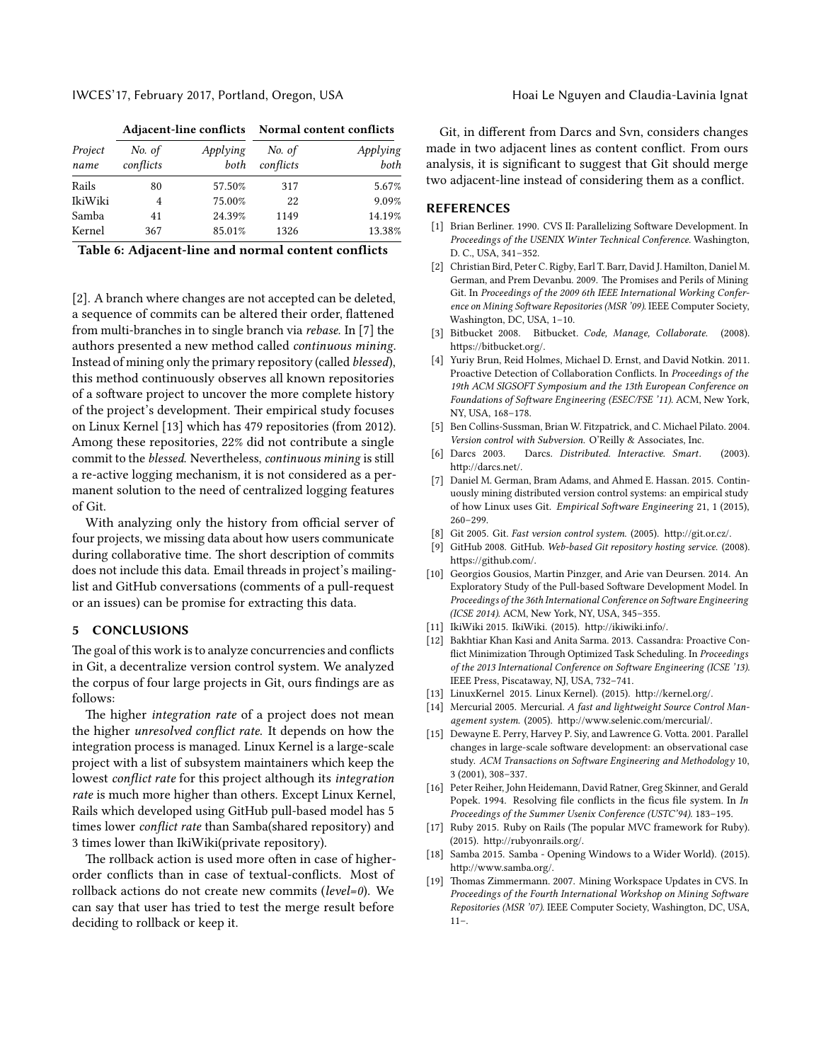|  | Adjacent-line conflicts |  | Normal content conflicts |  |
|---|---|---|---|---|
| *Project name* | *No. of conflicts* | *Applying both* | *No. of conflicts* | *Applying both* |
| Rails | 80 | 57.50% | 317 | 5.67% |
| IkiWiki | 4 | 75.00% | 22 | 9.09% |
| Samba | 41 | 24.39% | 1149 | 14.19% |
| Kernel | 367 | 85.01% | 1326 | 13.38% |

**Table 6: Adjacent-line and normal content conflicts**

[2]. A branch where changes are not accepted can be deleted, a sequence of commits can be altered their order, flattened from multi-branches in to single branch via *rebase*. In [7] the authors presented a new method called *continuous mining*. Instead of mining only the primary repository (called *blessed*), this method continuously observes all known repositories of a software project to uncover the more complete history of the project's development. Their empirical study focuses on Linux Kernel [13] which has 479 repositories (from 2012). Among these repositories, 22% did not contribute a single commit to the *blessed*. Nevertheless, *continuous mining* is still a re-active logging mechanism, it is not considered as a permanent solution to the need of centralized logging features of Git.

With analyzing only the history from official server of four projects, we missing data about how users communicate during collaborative time. The short description of commits does not include this data. Email threads in project's mailing-list and GitHub conversations (comments of a pull-request or an issues) can be promise for extracting this data.

## 5 CONCLUSIONS

The goal of this work is to analyze concurrencies and conflicts in Git, a decentralize version control system. We analyzed the corpus of four large projects in Git, ours findings are as follows:

The higher *integration rate* of a project does not mean the higher *unresolved conflict rate*. It depends on how the integration process is managed. Linux Kernel is a large-scale project with a list of subsystem maintainers which keep the lowest *conflict rate* for this project although its *integration rate* is much more higher than others. Except Linux Kernel, Rails which developed using GitHub pull-based model has 5 times lower *conflict rate* than Samba(shared repository) and 3 times lower than IkiWiki(private repository).

The rollback action is used more often in case of higher-order conflicts than in case of textual-conflicts. Most of rollback actions do not create new commits (*level=0*). We can say that user has tried to test the merge result before deciding to rollback or keep it.

Git, in different from Darcs and Svn, considers changes made in two adjacent lines as content conflict. From ours analysis, it is significant to suggest that Git should merge two adjacent-line instead of considering them as a conflict.

## REFERENCES

[1] Brian Berliner. 1990. CVS II: Parallelizing Software Development. In *Proceedings of the USENIX Winter Technical Conference*. Washington, D. C., USA, 341–352.

[2] Christian Bird, Peter C. Rigby, Earl T. Barr, David J. Hamilton, Daniel M. German, and Prem Devanbu. 2009. The Promises and Perils of Mining Git. In *Proceedings of the 2009 6th IEEE International Working Conference on Mining Software Repositories (MSR '09)*. IEEE Computer Society, Washington, DC, USA, 1–10.

[3] Bitbucket 2008. Bitbucket. *Code, Manage, Collaborate.* (2008). https://bitbucket.org/.

[4] Yuriy Brun, Reid Holmes, Michael D. Ernst, and David Notkin. 2011. Proactive Detection of Collaboration Conflicts. In *Proceedings of the 19th ACM SIGSOFT Symposium and the 13th European Conference on Foundations of Software Engineering (ESEC/FSE '11)*. ACM, New York, NY, USA, 168–178.

[5] Ben Collins-Sussman, Brian W. Fitzpatrick, and C. Michael Pilato. 2004. *Version control with Subversion.* O'Reilly & Associates, Inc.

[6] Darcs 2003. Darcs. *Distributed. Interactive. Smart*. (2003). http://darcs.net/.

[7] Daniel M. German, Bram Adams, and Ahmed E. Hassan. 2015. Continuously mining distributed version control systems: an empirical study of how Linux uses Git. *Empirical Software Engineering* 21, 1 (2015), 260–299.

[8] Git 2005. Git. *Fast version control system.* (2005). http://git.or.cz/.

[9] GitHub 2008. GitHub. *Web-based Git repository hosting service.* (2008). https://github.com/.

[10] Georgios Gousios, Martin Pinzger, and Arie van Deursen. 2014. An Exploratory Study of the Pull-based Software Development Model. In *Proceedings of the 36th International Conference on Software Engineering (ICSE 2014)*. ACM, New York, NY, USA, 345–355.

[11] IkiWiki 2015. IkiWiki. (2015). http://ikiwiki.info/.

[12] Bakhtiar Khan Kasi and Anita Sarma. 2013. Cassandra: Proactive Conflict Minimization Through Optimized Task Scheduling. In *Proceedings of the 2013 International Conference on Software Engineering (ICSE '13)*. IEEE Press, Piscataway, NJ, USA, 732–741.

[13] LinuxKernel 2015. Linux Kernel). (2015). http://kernel.org/.

[14] Mercurial 2005. Mercurial. *A fast and lightweight Source Control Management system.* (2005). http://www.selenic.com/mercurial/.

[15] Dewayne E. Perry, Harvey P. Siy, and Lawrence G. Votta. 2001. Parallel changes in large-scale software development: an observational case study. *ACM Transactions on Software Engineering and Methodology* 10, 3 (2001), 308–337.

[16] Peter Reiher, John Heidemann, David Ratner, Greg Skinner, and Gerald Popek. 1994. Resolving file conflicts in the ficus file system. In *In Proceedings of the Summer Usenix Conference (USTC'94)*. 183–195.

[17] Ruby 2015. Ruby on Rails (The popular MVC framework for Ruby). (2015). http://rubyonrails.org/.

[18] Samba 2015. Samba - Opening Windows to a Wider World). (2015). http://www.samba.org/.

[19] Thomas Zimmermann. 2007. Mining Workspace Updates in CVS. In *Proceedings of the Fourth International Workshop on Mining Software Repositories (MSR '07)*. IEEE Computer Society, Washington, DC, USA, 11–.